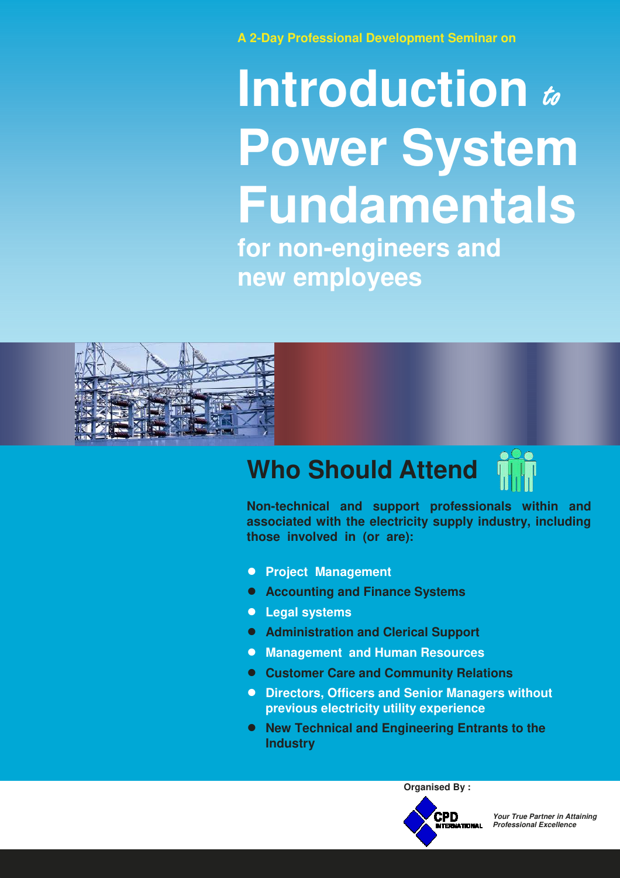A 2-Day Professional Development Seminar on

# Introduction *to* Power System Fundamentals

## for non-engineers and new employees

## Who Should Attend

**Non-technical and support professionals within and associated with the electricity supply industry, including those involved in (or are):**

- **Project Management**
- **Accounting and Finance Systems**
- **Legal systems**
- **Administration and Clerical Support**
- **Management and Human Resources**
- **Customer Care and Community Relations**
- **Directors, Officers and Senior Managers without previous electricity utility experience**
- **New Technical and Engineering Entrants to the Industry**

**Organised By :**

CPD INTERNATIONAL

*Your True Partner in Attaining Professional Excellence*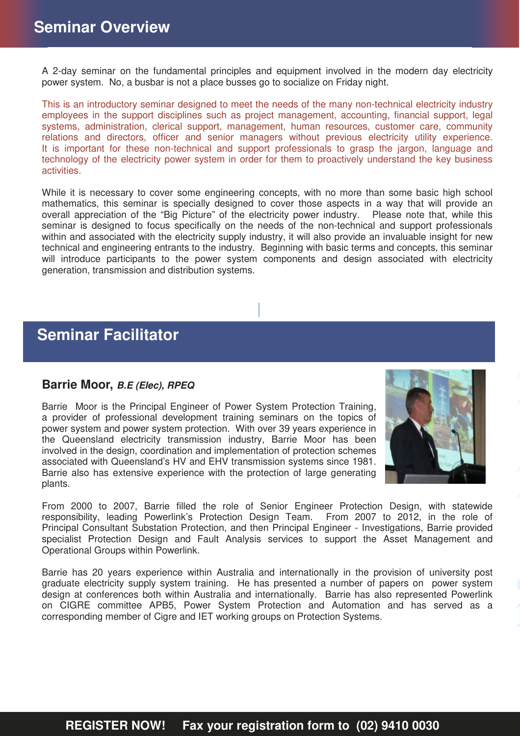## Seminar Overview

A 2-day seminar on the fundamental principles and equipment involved in the modern day electricity power system. No, a busbar is not a place busses go to socialize on Friday night.

This is an introductory seminar designed to meet the needs of the many non-technical electricity industry employees in the support disciplines such as project management, accounting, financial support, legal systems, administration, clerical support, management, human resources, customer care, community relations and directors, officer and senior managers without previous electricity utility experience. It is important for these non-technical and support professionals to grasp the jargon, language and technology of the electricity power system in order for them to proactively understand the key business activities.

While it is necessary to cover some engineering concepts, with no more than some basic high school mathematics, this seminar is specially designed to cover those aspects in a way that will provide an overall appreciation of the "Big Picture" of the electricity power industry. Please note that, while this seminar is designed to focus specifically on the needs of the non-technical and support professionals within and associated with the electricity supply industry, it will also provide an invaluable insight for new technical and engineering entrants to the industry. Beginning with basic terms and concepts, this seminar will introduce participants to the power system components and design associated with electricity generation, transmission and distribution systems.

## Seminar Facilitator

### Barrie Moor, *B.E (Elec), RPEQ*

Barrie Moor is the Principal Engineer of Power System Protection Training, a provider of professional development training seminars on the topics of power system and power system protection. With over 39 years experience in the Queensland electricity transmission industry, Barrie Moor has been involved in the design, coordination and implementation of protection schemes associated with Queensland's HV and EHV transmission systems since 1981. Barrie also has extensive experience with the protection of large generating plants.

From 2000 to 2007, Barrie filled the role of Senior Engineer Protection Design, with statewide responsibility, leading Powerlink's Protection Design Team. From 2007 to 2012, in the role of Principal Consultant Substation Protection, and then Principal Engineer - Investigations, Barrie provided specialist Protection Design and Fault Analysis services to support the Asset Management and Operational Groups within Powerlink.

Barrie has 20 years experience within Australia and internationally in the provision of university post graduate electricity supply system training. He has presented a number of papers on power system design at conferences both within Australia and internationally. Barrie has also represented Powerlink on CIGRE committee APB5, Power System Protection and Automation and has served as a corresponding member of Cigre and IET working groups on Protection Systems.

**REGISTER NOW! Fax your registration form to (02) 9410 0030**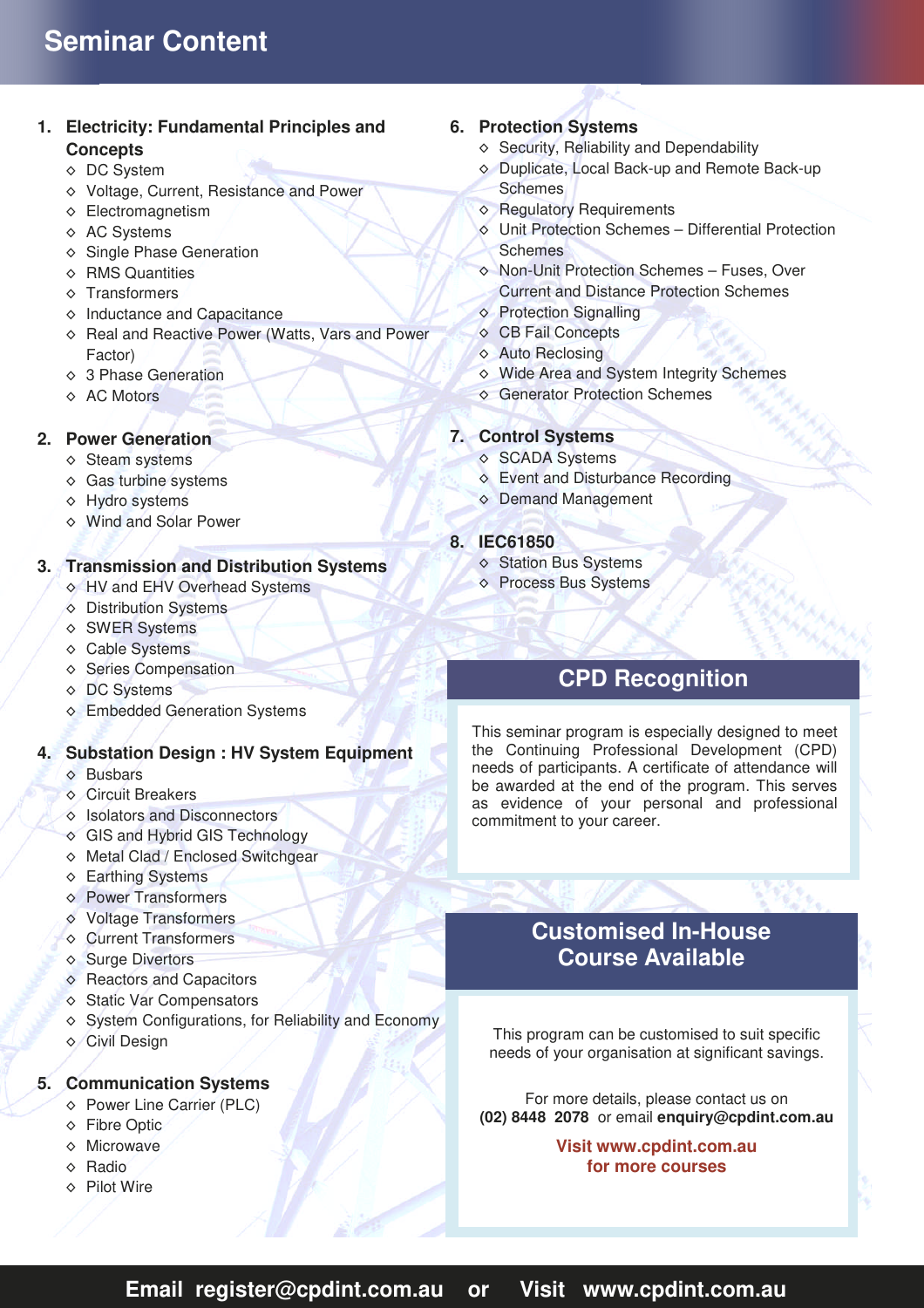# Seminar Content

## 1. Electricity: Fundamental Principles and Concepts

- DC System
- Voltage, Current, Resistance and Power
- Electromagnetism
- AC Systems
- Single Phase Generation
- RMS Quantities
- Transformers
- Inductance and Capacitance
- Real and Reactive Power (Watts, Vars and Power Factor)
- 3 Phase Generation
- AC Motors

## 2. Power Generation

- Steam systems
- Gas turbine systems
- Hydro systems
- Wind and Solar Power

## 3. Transmission and Distribution Systems

- HV and EHV Overhead Systems
- Distribution Systems
- SWER Systems
- Cable Systems
- Series Compensation
- DC Systems
- Embedded Generation Systems

## 4. Substation Design : HV System Equipment

- Busbars
- Circuit Breakers
- Isolators and Disconnectors
- GIS and Hybrid GIS Technology
- Metal Clad / Enclosed Switchgear
- Earthing Systems
- Power Transformers
- Voltage Transformers
- Current Transformers
- Surge Divertors
- Reactors and Capacitors
- Static Var Compensators
- System Configurations, for Reliability and Economy
- Civil Design

## 5. Communication Systems

- Power Line Carrier (PLC)
- Fibre Optic
- Microwave
- Radio
- Pilot Wire

## 6. Protection Systems

- Security, Reliability and Dependability
- Duplicate, Local Back-up and Remote Back-up Schemes
- Regulatory Requirements
- Unit Protection Schemes – Differential Protection Schemes
- Non-Unit Protection Schemes – Fuses, Over Current and Distance Protection Schemes
- Protection Signalling
- CB Fail Concepts
- Auto Reclosing
- Wide Area and System Integrity Schemes
- Generator Protection Schemes

## 7. Control Systems

- SCADA Systems
- Event and Disturbance Recording
- Demand Management

## 8. IEC61850

- Station Bus Systems
- Process Bus Systems

## CPD Recognition

This seminar program is especially designed to meet the Continuing Professional Development (CPD) needs of participants. A certificate of attendance will be awarded at the end of the program. This serves as evidence of your personal and professional commitment to your career.

## Customised In-House Course Available

This program can be customised to suit specific needs of your organisation at significant savings.

For more details, please contact us on **(02) 8448 2078** or email **enquiry@cpdint.com.au**

**Visit www.cpdint.com.au for more courses**

**Email register@cpdint.com.au or Visit www.cpdint.com.au**